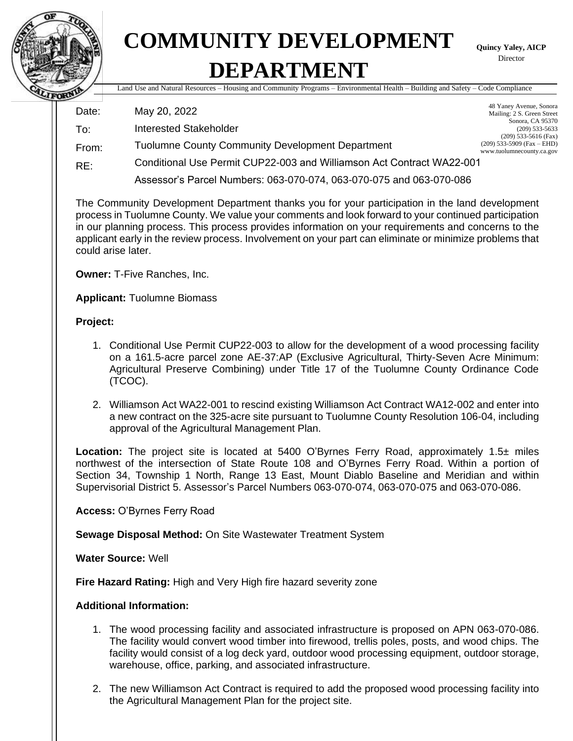# COMMUNITY DEVELOPMENT DEPARTMENT

**Quincy Yaley, AICP**
Director

Land Use and Natural Resources – Housing and Community Programs – Environmental Health – Building and Safety – Code Compliance

48 Yaney Avenue, Sonora
Mailing: 2 S. Green Street
Sonora, CA 95370
(209) 533-5633
(209) 533-5616 (Fax)
(209) 533-5909 (Fax – EHD)
www.tuolumnecounty.ca.gov

Date: May 20, 2022

To: Interested Stakeholder

From: Tuolumne County Community Development Department

RE: Conditional Use Permit CUP22-003 and Williamson Act Contract WA22-001
Assessor's Parcel Numbers: 063-070-074, 063-070-075 and 063-070-086

The Community Development Department thanks you for your participation in the land development process in Tuolumne County. We value your comments and look forward to your continued participation in our planning process. This process provides information on your requirements and concerns to the applicant early in the review process. Involvement on your part can eliminate or minimize problems that could arise later.

**Owner:** T-Five Ranches, Inc.

**Applicant:** Tuolumne Biomass

**Project:**

1. Conditional Use Permit CUP22-003 to allow for the development of a wood processing facility on a 161.5-acre parcel zone AE-37:AP (Exclusive Agricultural, Thirty-Seven Acre Minimum: Agricultural Preserve Combining) under Title 17 of the Tuolumne County Ordinance Code (TCOC).
2. Williamson Act WA22-001 to rescind existing Williamson Act Contract WA12-002 and enter into a new contract on the 325-acre site pursuant to Tuolumne County Resolution 106-04, including approval of the Agricultural Management Plan.

**Location:** The project site is located at 5400 O'Byrnes Ferry Road, approximately 1.5± miles northwest of the intersection of State Route 108 and O'Byrnes Ferry Road. Within a portion of Section 34, Township 1 North, Range 13 East, Mount Diablo Baseline and Meridian and within Supervisorial District 5. Assessor's Parcel Numbers 063-070-074, 063-070-075 and 063-070-086.

**Access:** O'Byrnes Ferry Road

**Sewage Disposal Method:** On Site Wastewater Treatment System

**Water Source:** Well

**Fire Hazard Rating:** High and Very High fire hazard severity zone

**Additional Information:**

1. The wood processing facility and associated infrastructure is proposed on APN 063-070-086. The facility would convert wood timber into firewood, trellis poles, posts, and wood chips. The facility would consist of a log deck yard, outdoor wood processing equipment, outdoor storage, warehouse, office, parking, and associated infrastructure.
2. The new Williamson Act Contract is required to add the proposed wood processing facility into the Agricultural Management Plan for the project site.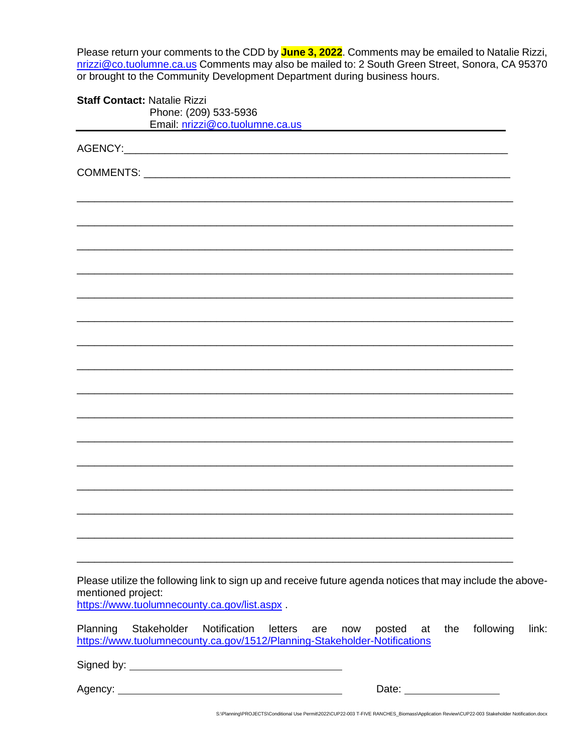Please return your comments to the CDD by **June 3, 2022**. Comments may be emailed to Natalie Rizzi, nrizzi@co.tuolumne.ca.us Comments may also be mailed to: 2 South Green Street, Sonora, CA 95370 or brought to the Community Development Department during business hours.

**Staff Contact:** Natalie Rizzi
Phone: (209) 533-5936
Email: nrizzi@co.tuolumne.ca.us

---

AGENCY:\_\_\_\_\_\_\_\_\_\_\_\_\_\_\_\_\_\_\_\_\_\_\_\_\_\_\_\_\_\_\_\_\_\_\_\_\_\_\_\_\_\_\_\_\_\_\_\_\_\_\_\_\_\_\_\_\_\_\_\_

COMMENTS: \_\_\_\_\_\_\_\_\_\_\_\_\_\_\_\_\_\_\_\_\_\_\_\_\_\_\_\_\_\_\_\_\_\_\_\_\_\_\_\_\_\_\_\_\_\_\_\_\_\_\_\_\_\_\_\_

\_\_\_\_\_\_\_\_\_\_\_\_\_\_\_\_\_\_\_\_\_\_\_\_\_\_\_\_\_\_\_\_\_\_\_\_\_\_\_\_\_\_\_\_\_\_\_\_\_\_\_\_\_\_\_\_\_\_\_\_\_\_\_\_\_\_\_\_

\_\_\_\_\_\_\_\_\_\_\_\_\_\_\_\_\_\_\_\_\_\_\_\_\_\_\_\_\_\_\_\_\_\_\_\_\_\_\_\_\_\_\_\_\_\_\_\_\_\_\_\_\_\_\_\_\_\_\_\_\_\_\_\_\_\_\_\_

\_\_\_\_\_\_\_\_\_\_\_\_\_\_\_\_\_\_\_\_\_\_\_\_\_\_\_\_\_\_\_\_\_\_\_\_\_\_\_\_\_\_\_\_\_\_\_\_\_\_\_\_\_\_\_\_\_\_\_\_\_\_\_\_\_\_\_\_

\_\_\_\_\_\_\_\_\_\_\_\_\_\_\_\_\_\_\_\_\_\_\_\_\_\_\_\_\_\_\_\_\_\_\_\_\_\_\_\_\_\_\_\_\_\_\_\_\_\_\_\_\_\_\_\_\_\_\_\_\_\_\_\_\_\_\_\_

\_\_\_\_\_\_\_\_\_\_\_\_\_\_\_\_\_\_\_\_\_\_\_\_\_\_\_\_\_\_\_\_\_\_\_\_\_\_\_\_\_\_\_\_\_\_\_\_\_\_\_\_\_\_\_\_\_\_\_\_\_\_\_\_\_\_\_\_

\_\_\_\_\_\_\_\_\_\_\_\_\_\_\_\_\_\_\_\_\_\_\_\_\_\_\_\_\_\_\_\_\_\_\_\_\_\_\_\_\_\_\_\_\_\_\_\_\_\_\_\_\_\_\_\_\_\_\_\_\_\_\_\_\_\_\_\_

\_\_\_\_\_\_\_\_\_\_\_\_\_\_\_\_\_\_\_\_\_\_\_\_\_\_\_\_\_\_\_\_\_\_\_\_\_\_\_\_\_\_\_\_\_\_\_\_\_\_\_\_\_\_\_\_\_\_\_\_\_\_\_\_\_\_\_\_

\_\_\_\_\_\_\_\_\_\_\_\_\_\_\_\_\_\_\_\_\_\_\_\_\_\_\_\_\_\_\_\_\_\_\_\_\_\_\_\_\_\_\_\_\_\_\_\_\_\_\_\_\_\_\_\_\_\_\_\_\_\_\_\_\_\_\_\_

\_\_\_\_\_\_\_\_\_\_\_\_\_\_\_\_\_\_\_\_\_\_\_\_\_\_\_\_\_\_\_\_\_\_\_\_\_\_\_\_\_\_\_\_\_\_\_\_\_\_\_\_\_\_\_\_\_\_\_\_\_\_\_\_\_\_\_\_

\_\_\_\_\_\_\_\_\_\_\_\_\_\_\_\_\_\_\_\_\_\_\_\_\_\_\_\_\_\_\_\_\_\_\_\_\_\_\_\_\_\_\_\_\_\_\_\_\_\_\_\_\_\_\_\_\_\_\_\_\_\_\_\_\_\_\_\_

\_\_\_\_\_\_\_\_\_\_\_\_\_\_\_\_\_\_\_\_\_\_\_\_\_\_\_\_\_\_\_\_\_\_\_\_\_\_\_\_\_\_\_\_\_\_\_\_\_\_\_\_\_\_\_\_\_\_\_\_\_\_\_\_\_\_\_\_

\_\_\_\_\_\_\_\_\_\_\_\_\_\_\_\_\_\_\_\_\_\_\_\_\_\_\_\_\_\_\_\_\_\_\_\_\_\_\_\_\_\_\_\_\_\_\_\_\_\_\_\_\_\_\_\_\_\_\_\_\_\_\_\_\_\_\_\_

\_\_\_\_\_\_\_\_\_\_\_\_\_\_\_\_\_\_\_\_\_\_\_\_\_\_\_\_\_\_\_\_\_\_\_\_\_\_\_\_\_\_\_\_\_\_\_\_\_\_\_\_\_\_\_\_\_\_\_\_\_\_\_\_\_\_\_\_

\_\_\_\_\_\_\_\_\_\_\_\_\_\_\_\_\_\_\_\_\_\_\_\_\_\_\_\_\_\_\_\_\_\_\_\_\_\_\_\_\_\_\_\_\_\_\_\_\_\_\_\_\_\_\_\_\_\_\_\_\_\_\_\_\_\_\_\_

\_\_\_\_\_\_\_\_\_\_\_\_\_\_\_\_\_\_\_\_\_\_\_\_\_\_\_\_\_\_\_\_\_\_\_\_\_\_\_\_\_\_\_\_\_\_\_\_\_\_\_\_\_\_\_\_\_\_\_\_\_\_\_\_\_\_\_\_

\_\_\_\_\_\_\_\_\_\_\_\_\_\_\_\_\_\_\_\_\_\_\_\_\_\_\_\_\_\_\_\_\_\_\_\_\_\_\_\_\_\_\_\_\_\_\_\_\_\_\_\_\_\_\_\_\_\_\_\_\_\_\_\_\_\_\_\_

Please utilize the following link to sign up and receive future agenda notices that may include the above-mentioned project:
https://www.tuolumnecounty.ca.gov/list.aspx .

Planning Stakeholder Notification letters are now posted at the following link: https://www.tuolumnecounty.ca.gov/1512/Planning-Stakeholder-Notifications

Signed by: \_\_\_\_\_\_\_\_\_\_\_\_\_\_\_\_\_\_\_\_\_\_\_\_\_\_\_\_\_\_\_\_\_\_\_\_

Agency: \_\_\_\_\_\_\_\_\_\_\_\_\_\_\_\_\_\_\_\_\_\_\_\_\_\_\_\_\_\_\_\_\_\_\_\_ Date: \_\_\_\_\_\_\_\_\_\_\_\_\_\_\_\_

S:\Planning\PROJECTS\Conditional Use Permit\2022\CUP22-003 T-FIVE RANCHES_Biomass\Application Review\CUP22-003 Stakeholder Notification.docx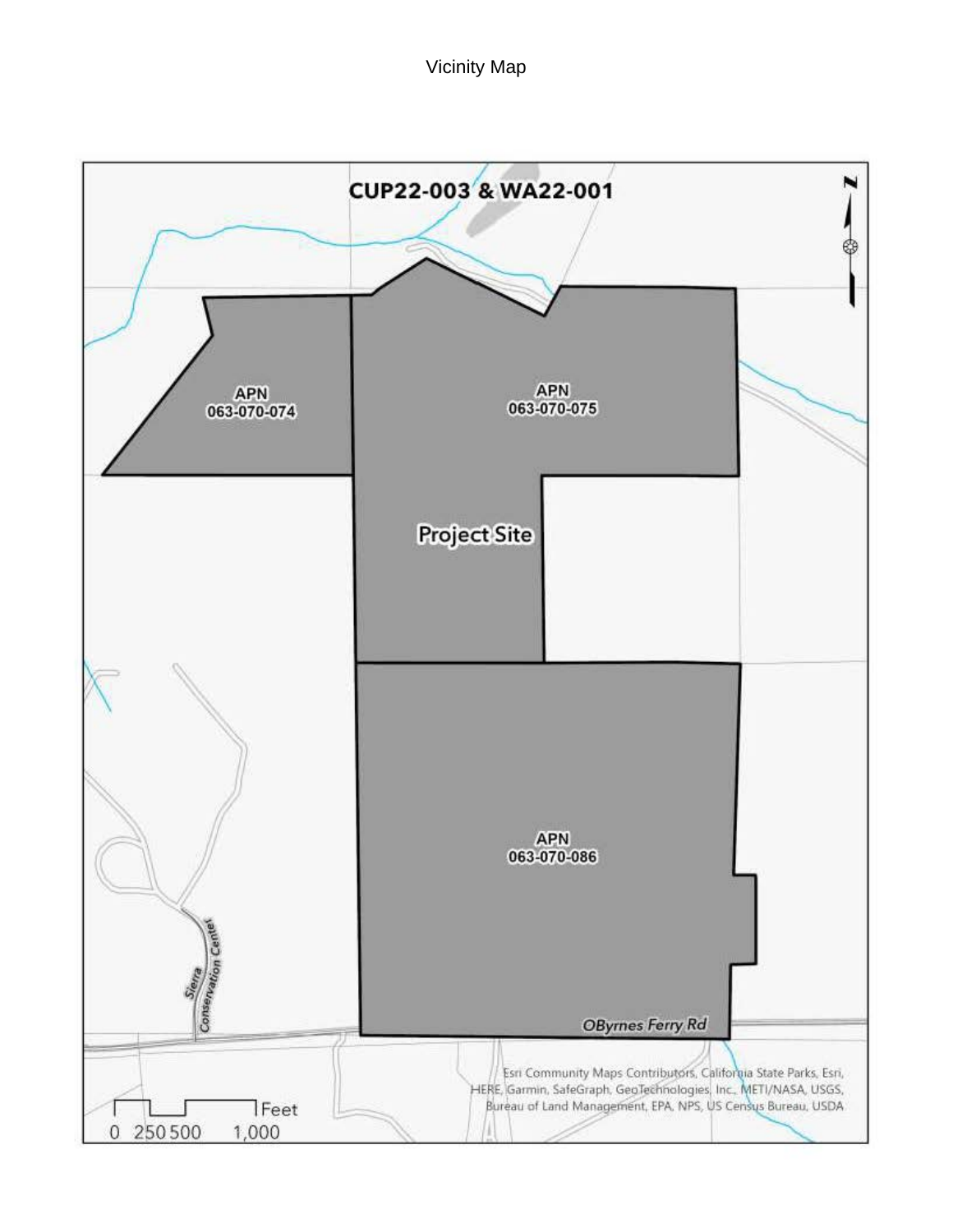Vicinity Map

CUP22-003 & WA22-001

APN
063-070-074

APN
063-070-075

Project Site

APN
063-070-086

Sierra Conservation Center

OByrnes Ferry Rd

Esri Community Maps Contributors, California State Parks, Esri, HERE, Garmin, SafeGraph, GeoTechnologies, Inc., METI/NASA, USGS, Bureau of Land Management, EPA, NPS, US Census Bureau, USDA

0 250 500 1,000
Feet

N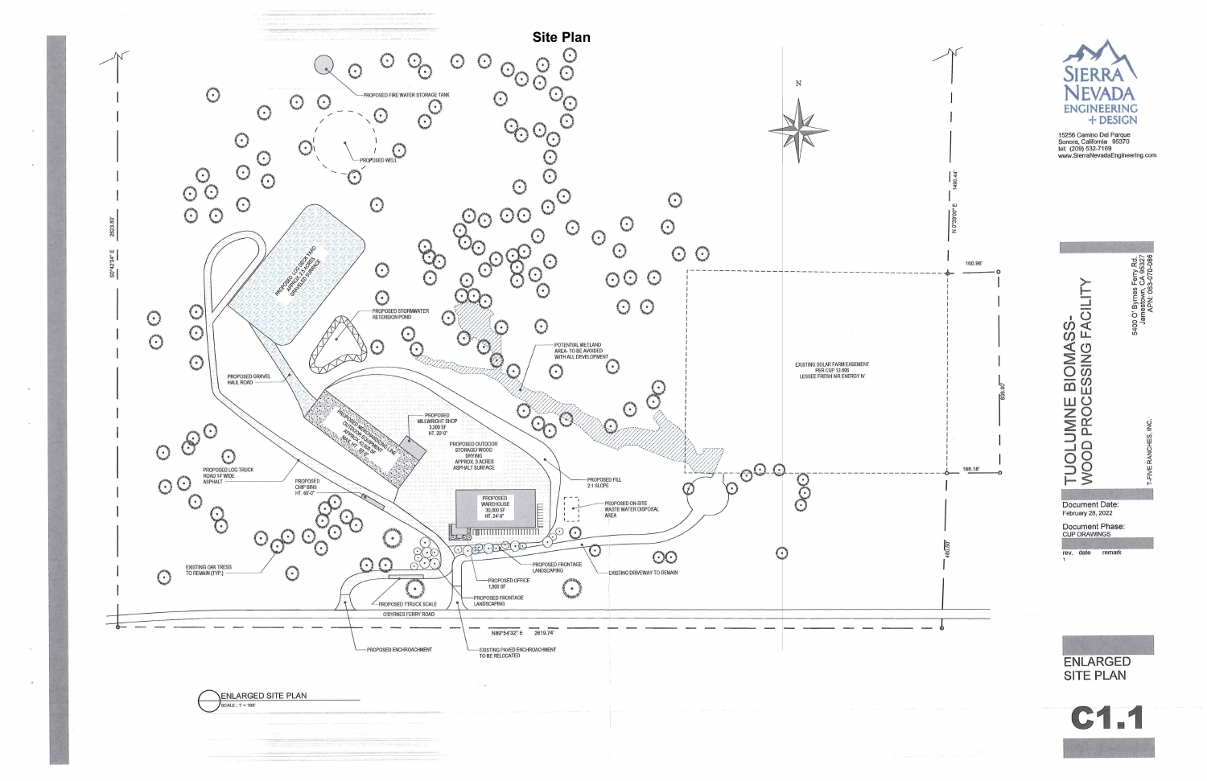# Site Plan

PROPOSED FIRE WATER STORAGE TANK

PROPOSED WELL

PROPOSED LOG DECK YARD APPROX. 2.5 ACRES GRAVELED SURFACE

PROPOSED STORMWATER RETENSION POND

PROPOSED GRAVEL HAUL ROAD

POTENTIAL WETLAND AREA- TO BE AVOIDED WITH ALL DEVELOPMENT

EXISTING SOLAR FARM EASEMENT PER CUP 12-006 LESSEE FRESH AIR ENERGY IV

PROPOSED MERCHANDISING LINE OUTDOOR EQUIPMENT APPROX. 10,000 SF MAX. HT. 35'-0"

PROPOSED MILLWRIGHT SHOP 3,200 SF HT. 20'-0"

PROPOSED OUTDOOR STORAGE/WOOD DRYING APPROX. 3 ACRES ASPHALT SURFACE

PROPOSED LOG TRUCK ROAD 14' WIDE ASPHALT

PROPOSED CHIP BINS HT. 60'-0"

PROPOSED FILL 2:1 SLOPE

PROPOSED WAREHOUSE 30,000 SF HT. 24'-0"

PROPOSED ON-SITE WASTE WATER DISPOSAL AREA

EXISTING OAK TRESS TO REMAIN (TYP.)

PROPOSED FRONTAGE LANDSCAPING

EXISTING DRIVEWAY TO REMAIN

PROPOSED OFFICE 1,800 SF

PROPOSED TTRUCK SCALE

PROPOSED FRONTAGE LANDSCAPING

O'BYRNES FERRY ROAD

N89°54'32" E 2619.74'

S0°42'34" E 2623.83'

N 0°39'00" E 1490.44'

100.96'

836.00'

168.18'

480.59'

PROPOSED ENCROACHMENT

EXISTING PAVED ENCROACHMENT TO BE RELOCATED

N

ENLARGED SITE PLAN

SCALE : 1" = 100'

SIERRA NEVADA ENGINEERING + DESIGN

15256 Camino Del Parque
Sonora, California 95370
tel: (209) 532-7169
www.SierraNevadaEngineering.com

TUOLUMNE BIOMASS-WOOD PROCESSING FACILITY

5400 O' Byrnes Ferry Rd.
Jamestown, CA 95327
APN: 053-070-066

T-FIVE RANCHES, INC.

Document Date:
February 28, 2022

Document Phase:
CUP DRAWINGS

rev. date remark
1

ENLARGED SITE PLAN

C1.1